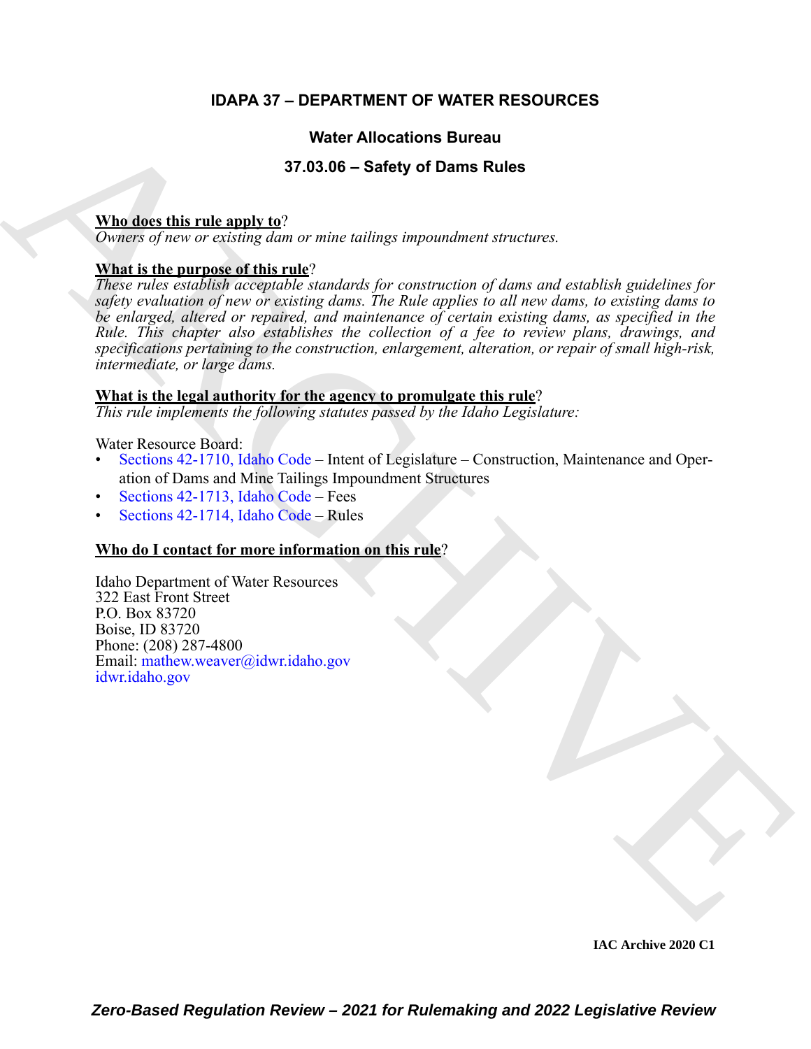# IDAPA 37 – DEPARTMENT OF WATER RESOURCES

## Water Allocations Bureau

## 37.03.06 – Safety of Dams Rules

**Who does this rule apply to**?

*Owners of new or existing dam or mine tailings impoundment structures.*

**What is the purpose of this rule**?

*These rules establish acceptable standards for construction of dams and establish guidelines for safety evaluation of new or existing dams. The Rule applies to all new dams, to existing dams to be enlarged, altered or repaired, and maintenance of certain existing dams, as specified in the Rule. This chapter also establishes the collection of a fee to review plans, drawings, and specifications pertaining to the construction, enlargement, alteration, or repair of small high-risk, intermediate, or large dams.*

**What is the legal authority for the agency to promulgate this rule**?

*This rule implements the following statutes passed by the Idaho Legislature:*

Water Resource Board:

- Sections 42-1710, Idaho Code – Intent of Legislature – Construction, Maintenance and Operation of Dams and Mine Tailings Impoundment Structures
- Sections 42-1713, Idaho Code – Fees
- Sections 42-1714, Idaho Code – Rules

**Who do I contact for more information on this rule**?

Idaho Department of Water Resources
322 East Front Street
P.O. Box 83720
Boise, ID 83720
Phone: (208) 287-4800
Email: mathew.weaver@idwr.idaho.gov
idwr.idaho.gov

IAC Archive 2020 C1

*Zero-Based Regulation Review – 2021 for Rulemaking and 2022 Legislative Review*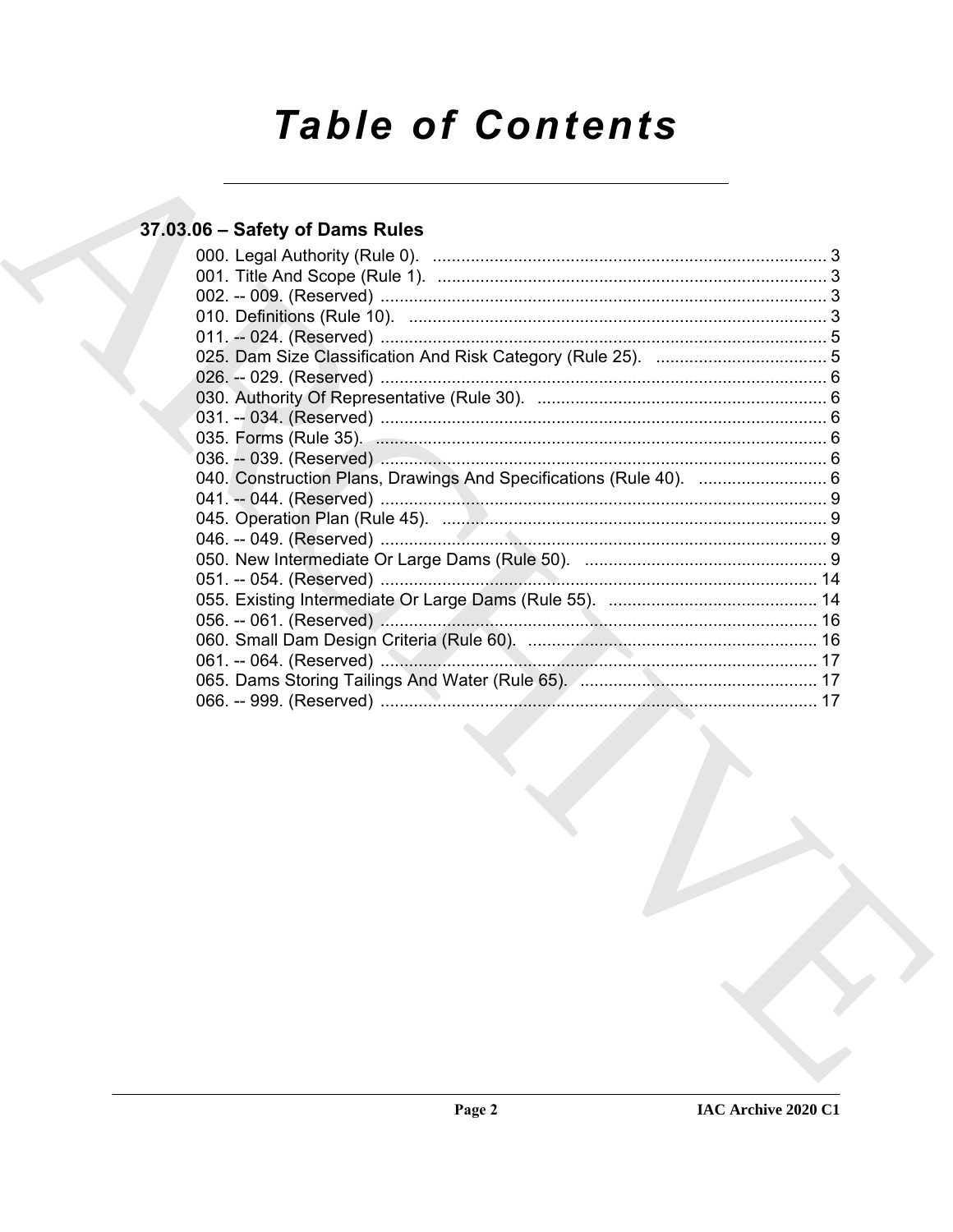# Table of Contents

## 37.03.06 – Safety of Dams Rules

000. Legal Authority (Rule 0). .......... 3
001. Title And Scope (Rule 1). .......... 3
002. -- 009. (Reserved) .......... 3
010. Definitions (Rule 10). .......... 3
011. -- 024. (Reserved) .......... 5
025. Dam Size Classification And Risk Category (Rule 25). .......... 5
026. -- 029. (Reserved) .......... 6
030. Authority Of Representative (Rule 30). .......... 6
031. -- 034. (Reserved) .......... 6
035. Forms (Rule 35). .......... 6
036. -- 039. (Reserved) .......... 6
040. Construction Plans, Drawings And Specifications (Rule 40). .......... 6
041. -- 044. (Reserved) .......... 9
045. Operation Plan (Rule 45). .......... 9
046. -- 049. (Reserved) .......... 9
050. New Intermediate Or Large Dams (Rule 50). .......... 9
051. -- 054. (Reserved) .......... 14
055. Existing Intermediate Or Large Dams (Rule 55). .......... 14
056. -- 061. (Reserved) .......... 16
060. Small Dam Design Criteria (Rule 60). .......... 16
061. -- 064. (Reserved) .......... 17
065. Dams Storing Tailings And Water (Rule 65). .......... 17
066. -- 999. (Reserved) .......... 17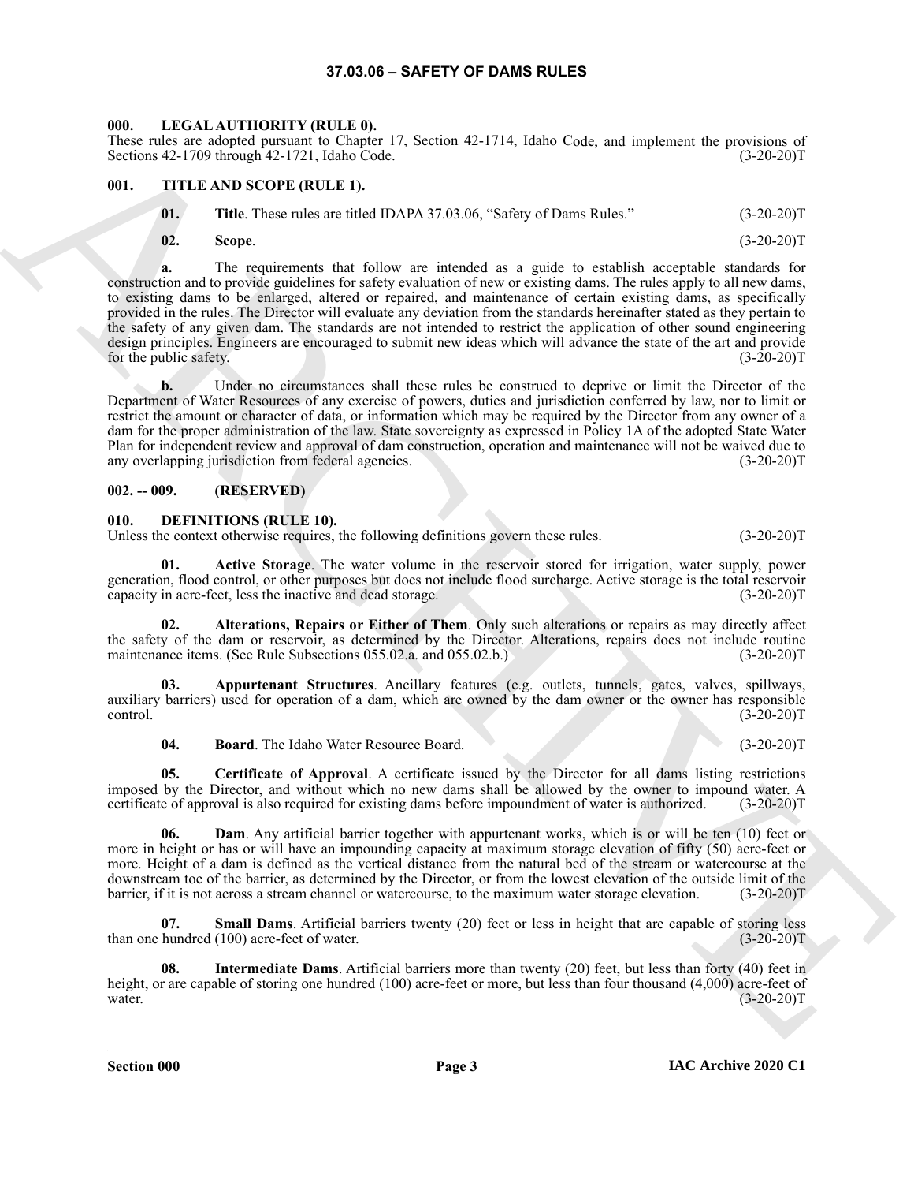# 37.03.06 – SAFETY OF DAMS RULES

### 000. LEGAL AUTHORITY (RULE 0).

These rules are adopted pursuant to Chapter 17, Section 42-1714, Idaho Code, and implement the provisions of Sections 42-1709 through 42-1721, Idaho Code. (3-20-20)T

### 001. TITLE AND SCOPE (RULE 1).

**01. Title**. These rules are titled IDAPA 37.03.06, "Safety of Dams Rules." (3-20-20)T

**02. Scope**. (3-20-20)T

**a.** The requirements that follow are intended as a guide to establish acceptable standards for construction and to provide guidelines for safety evaluation of new or existing dams. The rules apply to all new dams, to existing dams to be enlarged, altered or repaired, and maintenance of certain existing dams, as specifically provided in the rules. The Director will evaluate any deviation from the standards hereinafter stated as they pertain to the safety of any given dam. The standards are not intended to restrict the application of other sound engineering design principles. Engineers are encouraged to submit new ideas which will advance the state of the art and provide for the public safety. (3-20-20)T

**b.** Under no circumstances shall these rules be construed to deprive or limit the Director of the Department of Water Resources of any exercise of powers, duties and jurisdiction conferred by law, nor to limit or restrict the amount or character of data, or information which may be required by the Director from any owner of a dam for the proper administration of the law. State sovereignty as expressed in Policy 1A of the adopted State Water Plan for independent review and approval of dam construction, operation and maintenance will not be waived due to any overlapping jurisdiction from federal agencies. (3-20-20)T

### 002. -- 009. (RESERVED)

### 010. DEFINITIONS (RULE 10).

Unless the context otherwise requires, the following definitions govern these rules. (3-20-20)T

**01. Active Storage**. The water volume in the reservoir stored for irrigation, water supply, power generation, flood control, or other purposes but does not include flood surcharge. Active storage is the total reservoir capacity in acre-feet, less the inactive and dead storage. (3-20-20)T

**02. Alterations, Repairs or Either of Them**. Only such alterations or repairs as may directly affect the safety of the dam or reservoir, as determined by the Director. Alterations, repairs does not include routine maintenance items. (See Rule Subsections 055.02.a. and 055.02.b.) (3-20-20)T

**03. Appurtenant Structures**. Ancillary features (e.g. outlets, tunnels, gates, valves, spillways, auxiliary barriers) used for operation of a dam, which are owned by the dam owner or the owner has responsible control. (3-20-20)T

**04. Board**. The Idaho Water Resource Board. (3-20-20)T

**05. Certificate of Approval**. A certificate issued by the Director for all dams listing restrictions imposed by the Director, and without which no new dams shall be allowed by the owner to impound water. A certificate of approval is also required for existing dams before impoundment of water is authorized. (3-20-20)T

**06. Dam**. Any artificial barrier together with appurtenant works, which is or will be ten (10) feet or more in height or has or will have an impounding capacity at maximum storage elevation of fifty (50) acre-feet or more. Height of a dam is defined as the vertical distance from the natural bed of the stream or watercourse at the downstream toe of the barrier, as determined by the Director, or from the lowest elevation of the outside limit of the barrier, if it is not across a stream channel or watercourse, to the maximum water storage elevation. (3-20-20)T

**07. Small Dams**. Artificial barriers twenty (20) feet or less in height that are capable of storing less than one hundred (100) acre-feet of water. (3-20-20)T

**08. Intermediate Dams**. Artificial barriers more than twenty (20) feet, but less than forty (40) feet in height, or are capable of storing one hundred (100) acre-feet or more, but less than four thousand (4,000) acre-feet of water. (3-20-20)T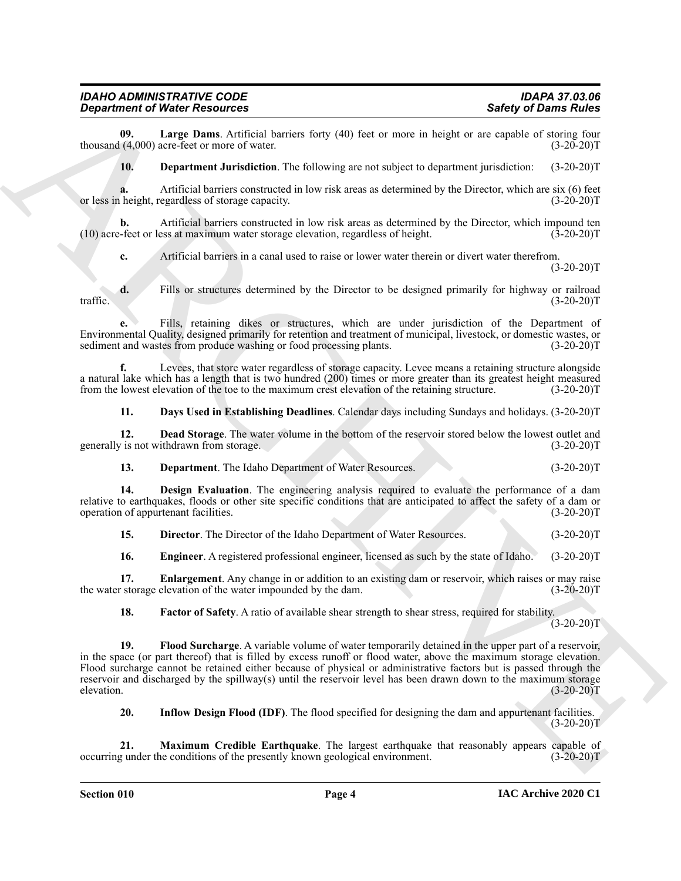**09. Large Dams**. Artificial barriers forty (40) feet or more in height or are capable of storing four thousand (4,000) acre-feet or more of water. (3-20-20)T

**10. Department Jurisdiction**. The following are not subject to department jurisdiction: (3-20-20)T

**a.** Artificial barriers constructed in low risk areas as determined by the Director, which are six (6) feet or less in height, regardless of storage capacity. (3-20-20)T

**b.** Artificial barriers constructed in low risk areas as determined by the Director, which impound ten (10) acre-feet or less at maximum water storage elevation, regardless of height. (3-20-20)T

**c.** Artificial barriers in a canal used to raise or lower water therein or divert water therefrom. (3-20-20)T

**d.** Fills or structures determined by the Director to be designed primarily for highway or railroad traffic. (3-20-20)T

**e.** Fills, retaining dikes or structures, which are under jurisdiction of the Department of Environmental Quality, designed primarily for retention and treatment of municipal, livestock, or domestic wastes, or sediment and wastes from produce washing or food processing plants. (3-20-20)T

**f.** Levees, that store water regardless of storage capacity. Levee means a retaining structure alongside a natural lake which has a length that is two hundred (200) times or more greater than its greatest height measured from the lowest elevation of the toe to the maximum crest elevation of the retaining structure. (3-20-20)T

**11. Days Used in Establishing Deadlines**. Calendar days including Sundays and holidays. (3-20-20)T

**12. Dead Storage**. The water volume in the bottom of the reservoir stored below the lowest outlet and generally is not withdrawn from storage. (3-20-20)T

**13. Department**. The Idaho Department of Water Resources. (3-20-20)T

**14. Design Evaluation**. The engineering analysis required to evaluate the performance of a dam relative to earthquakes, floods or other site specific conditions that are anticipated to affect the safety of a dam or operation of appurtenant facilities. (3-20-20)T

**15. Director**. The Director of the Idaho Department of Water Resources. (3-20-20)T

**16. Engineer**. A registered professional engineer, licensed as such by the state of Idaho. (3-20-20)T

**17. Enlargement**. Any change in or addition to an existing dam or reservoir, which raises or may raise the water storage elevation of the water impounded by the dam. (3-20-20)T

**18. Factor of Safety**. A ratio of available shear strength to shear stress, required for stability. (3-20-20)T

**19. Flood Surcharge**. A variable volume of water temporarily detained in the upper part of a reservoir, in the space (or part thereof) that is filled by excess runoff or flood water, above the maximum storage elevation. Flood surcharge cannot be retained either because of physical or administrative factors but is passed through the reservoir and discharged by the spillway(s) until the reservoir level has been drawn down to the maximum storage elevation. (3-20-20)T

**20. Inflow Design Flood (IDF)**. The flood specified for designing the dam and appurtenant facilities. (3-20-20)T

**21. Maximum Credible Earthquake**. The largest earthquake that reasonably appears capable of occurring under the conditions of the presently known geological environment. (3-20-20)T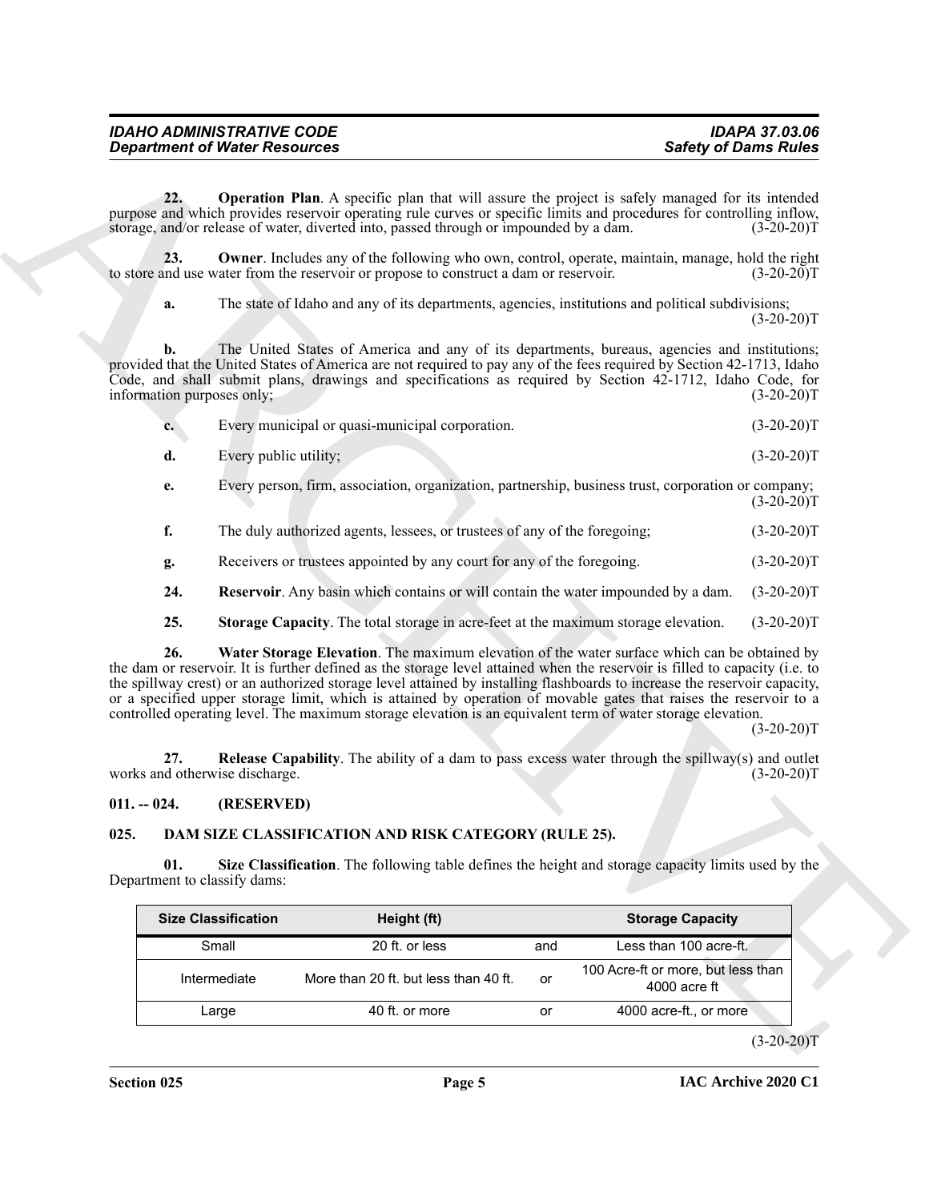**22. Operation Plan**. A specific plan that will assure the project is safely managed for its intended purpose and which provides reservoir operating rule curves or specific limits and procedures for controlling inflow, storage, and/or release of water, diverted into, passed through or impounded by a dam. (3-20-20)T

**23. Owner**. Includes any of the following who own, control, operate, maintain, manage, hold the right to store and use water from the reservoir or propose to construct a dam or reservoir. (3-20-20)T

**a.** The state of Idaho and any of its departments, agencies, institutions and political subdivisions; (3-20-20)T

**b.** The United States of America and any of its departments, bureaus, agencies and institutions; provided that the United States of America are not required to pay any of the fees required by Section 42-1713, Idaho Code, and shall submit plans, drawings and specifications as required by Section 42-1712, Idaho Code, for information purposes only; (3-20-20)T

**c.** Every municipal or quasi-municipal corporation. (3-20-20)T

**d.** Every public utility; (3-20-20)T

**e.** Every person, firm, association, organization, partnership, business trust, corporation or company; (3-20-20)T

**f.** The duly authorized agents, lessees, or trustees of any of the foregoing; (3-20-20)T

**g.** Receivers or trustees appointed by any court for any of the foregoing. (3-20-20)T

**24. Reservoir**. Any basin which contains or will contain the water impounded by a dam. (3-20-20)T

**25. Storage Capacity**. The total storage in acre-feet at the maximum storage elevation. (3-20-20)T

**26. Water Storage Elevation**. The maximum elevation of the water surface which can be obtained by the dam or reservoir. It is further defined as the storage level attained when the reservoir is filled to capacity (i.e. to the spillway crest) or an authorized storage level attained by installing flashboards to increase the reservoir capacity, or a specified upper storage limit, which is attained by operation of movable gates that raises the reservoir to a controlled operating level. The maximum storage elevation is an equivalent term of water storage elevation. (3-20-20)T

**27. Release Capability**. The ability of a dam to pass excess water through the spillway(s) and outlet works and otherwise discharge. (3-20-20)T

## 011. -- 024. (RESERVED)

## 025. DAM SIZE CLASSIFICATION AND RISK CATEGORY (RULE 25).

**01. Size Classification**. The following table defines the height and storage capacity limits used by the Department to classify dams:

| Size Classification | Height (ft) | | Storage Capacity |
|---|---|---|---|
| Small | 20 ft. or less | and | Less than 100 acre-ft. |
| Intermediate | More than 20 ft. but less than 40 ft. | or | 100 Acre-ft or more, but less than 4000 acre ft |
| Large | 40 ft. or more | or | 4000 acre-ft., or more |

(3-20-20)T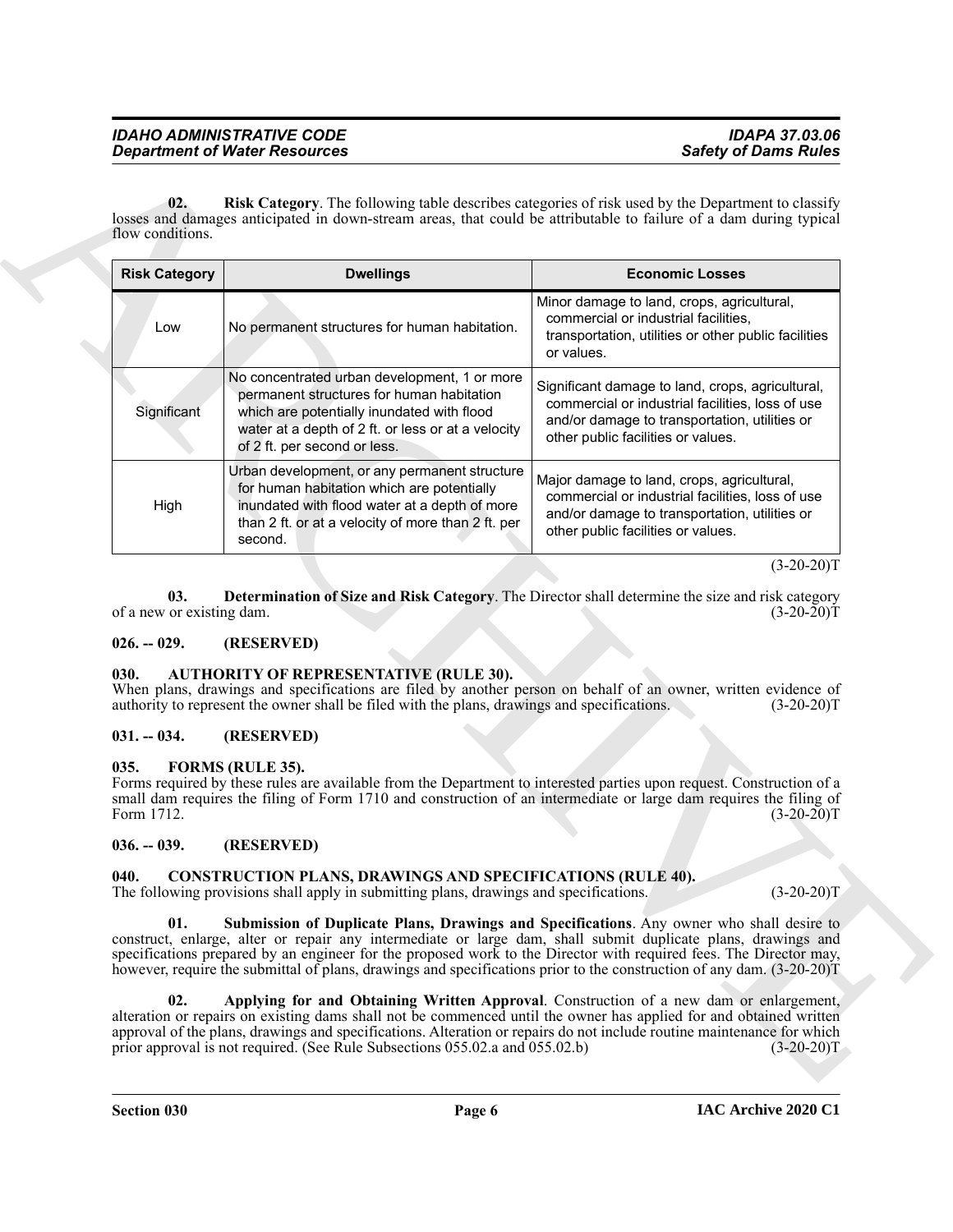**02. Risk Category**. The following table describes categories of risk used by the Department to classify losses and damages anticipated in down-stream areas, that could be attributable to failure of a dam during typical flow conditions.

| Risk Category | Dwellings | Economic Losses |
|---|---|---|
| Low | No permanent structures for human habitation. | Minor damage to land, crops, agricultural, commercial or industrial facilities, transportation, utilities or other public facilities or values. |
| Significant | No concentrated urban development, 1 or more permanent structures for human habitation which are potentially inundated with flood water at a depth of 2 ft. or less or at a velocity of 2 ft. per second or less. | Significant damage to land, crops, agricultural, commercial or industrial facilities, loss of use and/or damage to transportation, utilities or other public facilities or values. |
| High | Urban development, or any permanent structure for human habitation which are potentially inundated with flood water at a depth of more than 2 ft. or at a velocity of more than 2 ft. per second. | Major damage to land, crops, agricultural, commercial or industrial facilities, loss of use and/or damage to transportation, utilities or other public facilities or values. |

(3-20-20)T

**03. Determination of Size and Risk Category**. The Director shall determine the size and risk category of a new or existing dam. (3-20-20)T

### 026. -- 029. (RESERVED)

### 030. AUTHORITY OF REPRESENTATIVE (RULE 30).

When plans, drawings and specifications are filed by another person on behalf of an owner, written evidence of authority to represent the owner shall be filed with the plans, drawings and specifications. (3-20-20)T

### 031. -- 034. (RESERVED)

### 035. FORMS (RULE 35).

Forms required by these rules are available from the Department to interested parties upon request. Construction of a small dam requires the filing of Form 1710 and construction of an intermediate or large dam requires the filing of Form 1712. (3-20-20)T

### 036. -- 039. (RESERVED)

### 040. CONSTRUCTION PLANS, DRAWINGS AND SPECIFICATIONS (RULE 40).

The following provisions shall apply in submitting plans, drawings and specifications. (3-20-20)T

**01. Submission of Duplicate Plans, Drawings and Specifications**. Any owner who shall desire to construct, enlarge, alter or repair any intermediate or large dam, shall submit duplicate plans, drawings and specifications prepared by an engineer for the proposed work to the Director with required fees. The Director may, however, require the submittal of plans, drawings and specifications prior to the construction of any dam. (3-20-20)T

**02. Applying for and Obtaining Written Approval**. Construction of a new dam or enlargement, alteration or repairs on existing dams shall not be commenced until the owner has applied for and obtained written approval of the plans, drawings and specifications. Alteration or repairs do not include routine maintenance for which prior approval is not required. (See Rule Subsections 055.02.a and 055.02.b) (3-20-20)T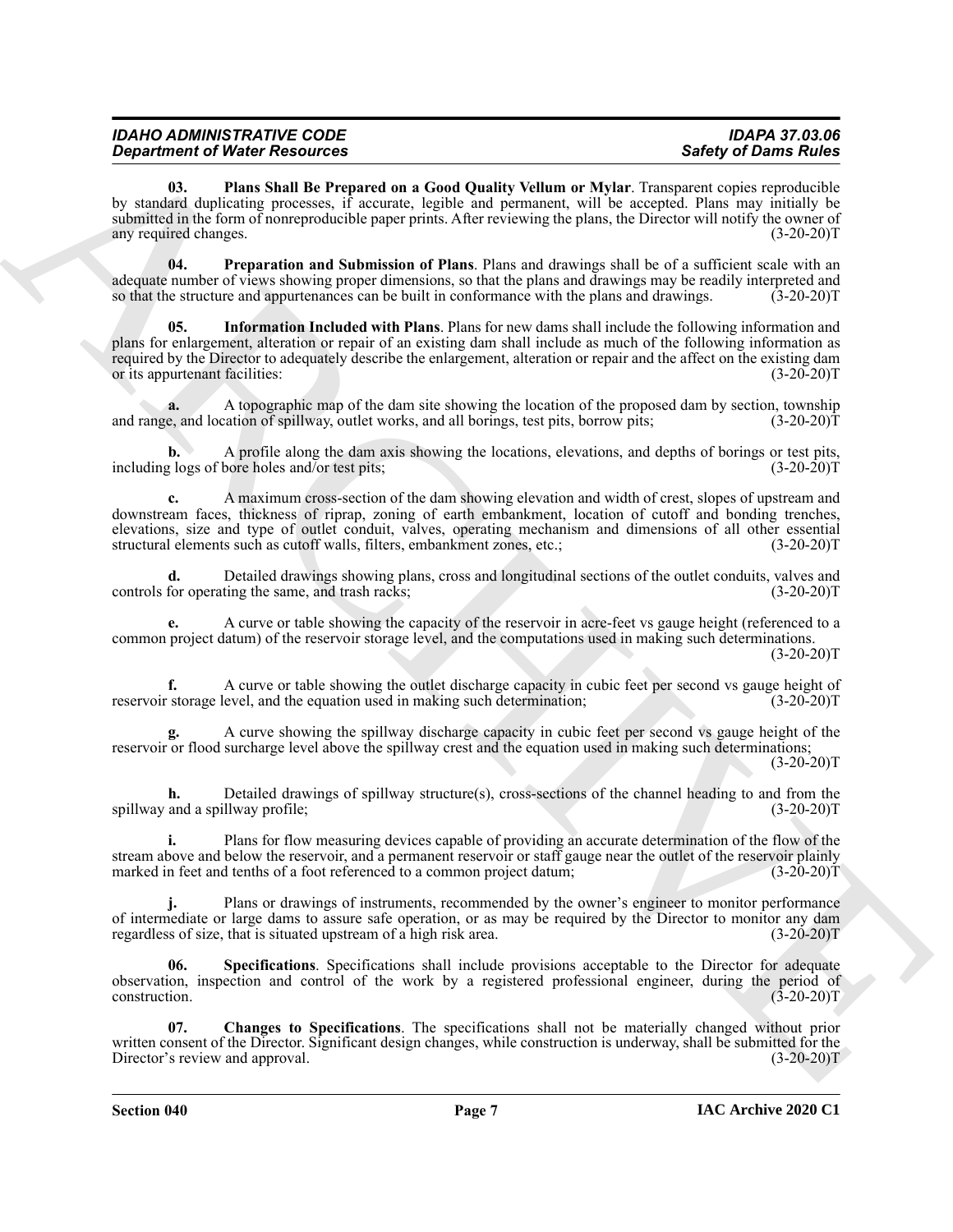**03. Plans Shall Be Prepared on a Good Quality Vellum or Mylar**. Transparent copies reproducible by standard duplicating processes, if accurate, legible and permanent, will be accepted. Plans may initially be submitted in the form of nonreproducible paper prints. After reviewing the plans, the Director will notify the owner of any required changes. (3-20-20)T

**04. Preparation and Submission of Plans**. Plans and drawings shall be of a sufficient scale with an adequate number of views showing proper dimensions, so that the plans and drawings may be readily interpreted and so that the structure and appurtenances can be built in conformance with the plans and drawings. (3-20-20)T

**05. Information Included with Plans**. Plans for new dams shall include the following information and plans for enlargement, alteration or repair of an existing dam shall include as much of the following information as required by the Director to adequately describe the enlargement, alteration or repair and the affect on the existing dam or its appurtenant facilities: (3-20-20)T

**a.** A topographic map of the dam site showing the location of the proposed dam by section, township and range, and location of spillway, outlet works, and all borings, test pits, borrow pits; (3-20-20)T

**b.** A profile along the dam axis showing the locations, elevations, and depths of borings or test pits, including logs of bore holes and/or test pits; (3-20-20)T

**c.** A maximum cross-section of the dam showing elevation and width of crest, slopes of upstream and downstream faces, thickness of riprap, zoning of earth embankment, location of cutoff and bonding trenches, elevations, size and type of outlet conduit, valves, operating mechanism and dimensions of all other essential structural elements such as cutoff walls, filters, embankment zones, etc.; (3-20-20)T

**d.** Detailed drawings showing plans, cross and longitudinal sections of the outlet conduits, valves and controls for operating the same, and trash racks; (3-20-20)T

**e.** A curve or table showing the capacity of the reservoir in acre-feet vs gauge height (referenced to a common project datum) of the reservoir storage level, and the computations used in making such determinations. (3-20-20)T

**f.** A curve or table showing the outlet discharge capacity in cubic feet per second vs gauge height of reservoir storage level, and the equation used in making such determination; (3-20-20)T

**g.** A curve showing the spillway discharge capacity in cubic feet per second vs gauge height of the reservoir or flood surcharge level above the spillway crest and the equation used in making such determinations; (3-20-20)T

**h.** Detailed drawings of spillway structure(s), cross-sections of the channel heading to and from the spillway and a spillway profile; (3-20-20)T

**i.** Plans for flow measuring devices capable of providing an accurate determination of the flow of the stream above and below the reservoir, and a permanent reservoir or staff gauge near the outlet of the reservoir plainly marked in feet and tenths of a foot referenced to a common project datum; (3-20-20)T

**j.** Plans or drawings of instruments, recommended by the owner's engineer to monitor performance of intermediate or large dams to assure safe operation, or as may be required by the Director to monitor any dam regardless of size, that is situated upstream of a high risk area. (3-20-20)T

**06. Specifications**. Specifications shall include provisions acceptable to the Director for adequate observation, inspection and control of the work by a registered professional engineer, during the period of construction. (3-20-20)T

**07. Changes to Specifications**. The specifications shall not be materially changed without prior written consent of the Director. Significant design changes, while construction is underway, shall be submitted for the Director's review and approval. (3-20-20)T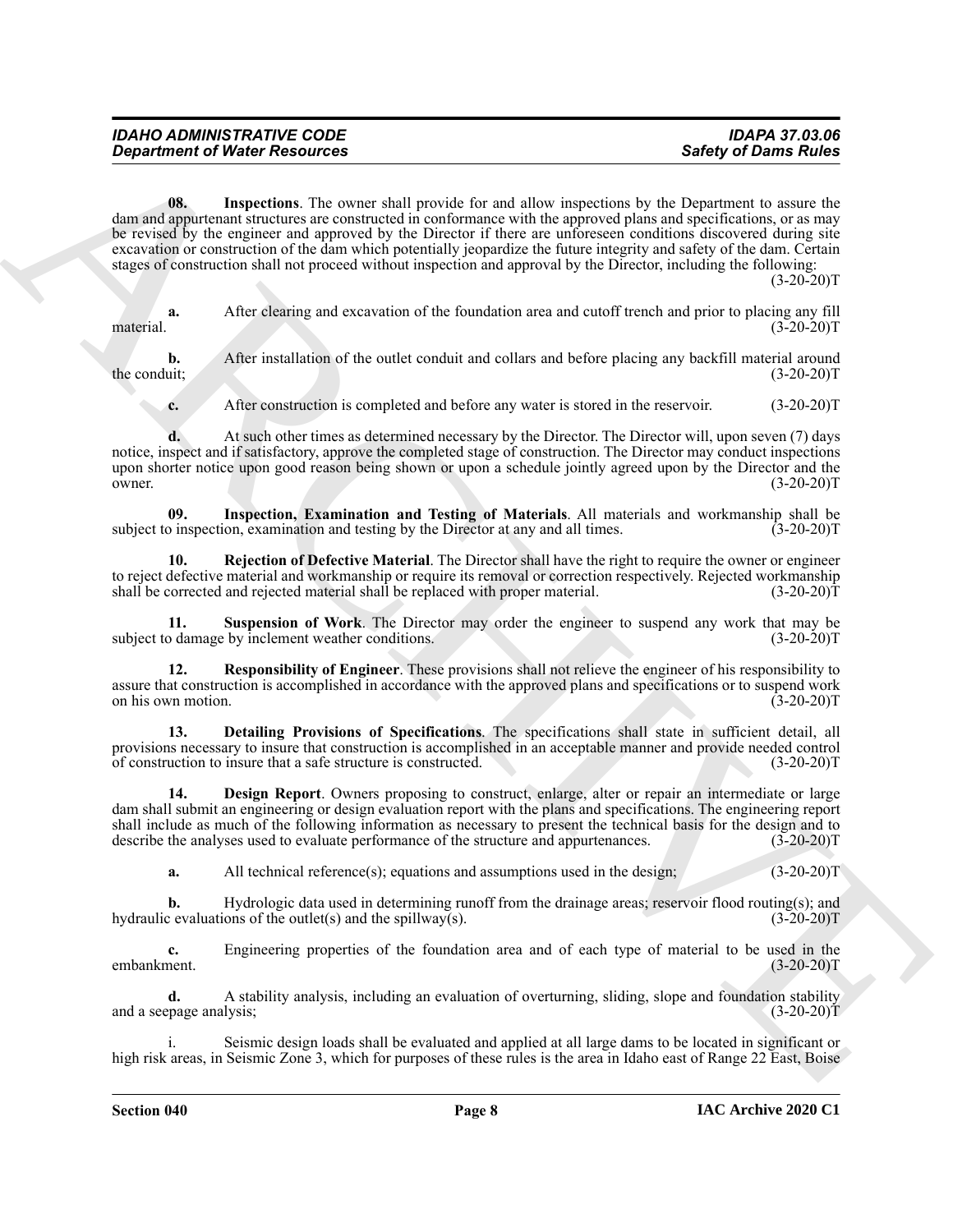**08. Inspections**. The owner shall provide for and allow inspections by the Department to assure the dam and appurtenant structures are constructed in conformance with the approved plans and specifications, or as may be revised by the engineer and approved by the Director if there are unforeseen conditions discovered during site excavation or construction of the dam which potentially jeopardize the future integrity and safety of the dam. Certain stages of construction shall not proceed without inspection and approval by the Director, including the following: (3-20-20)T

**a.** After clearing and excavation of the foundation area and cutoff trench and prior to placing any fill material. (3-20-20)T

**b.** After installation of the outlet conduit and collars and before placing any backfill material around the conduit; (3-20-20)T

**c.** After construction is completed and before any water is stored in the reservoir. (3-20-20)T

**d.** At such other times as determined necessary by the Director. The Director will, upon seven (7) days notice, inspect and if satisfactory, approve the completed stage of construction. The Director may conduct inspections upon shorter notice upon good reason being shown or upon a schedule jointly agreed upon by the Director and the owner. (3-20-20)T

**09. Inspection, Examination and Testing of Materials**. All materials and workmanship shall be subject to inspection, examination and testing by the Director at any and all times. (3-20-20)T

**10. Rejection of Defective Material**. The Director shall have the right to require the owner or engineer to reject defective material and workmanship or require its removal or correction respectively. Rejected workmanship shall be corrected and rejected material shall be replaced with proper material. (3-20-20)T

**11. Suspension of Work**. The Director may order the engineer to suspend any work that may be subject to damage by inclement weather conditions. (3-20-20)T

**12. Responsibility of Engineer**. These provisions shall not relieve the engineer of his responsibility to assure that construction is accomplished in accordance with the approved plans and specifications or to suspend work on his own motion. (3-20-20)T

**13. Detailing Provisions of Specifications**. The specifications shall state in sufficient detail, all provisions necessary to insure that construction is accomplished in an acceptable manner and provide needed control of construction to insure that a safe structure is constructed. (3-20-20)T

**14. Design Report**. Owners proposing to construct, enlarge, alter or repair an intermediate or large dam shall submit an engineering or design evaluation report with the plans and specifications. The engineering report shall include as much of the following information as necessary to present the technical basis for the design and to describe the analyses used to evaluate performance of the structure and appurtenances. (3-20-20)T

**a.** All technical reference(s); equations and assumptions used in the design; (3-20-20)T

**b.** Hydrologic data used in determining runoff from the drainage areas; reservoir flood routing(s); and hydraulic evaluations of the outlet(s) and the spillway(s). (3-20-20)T

**c.** Engineering properties of the foundation area and of each type of material to be used in the embankment. (3-20-20)T

**d.** A stability analysis, including an evaluation of overturning, sliding, slope and foundation stability and a seepage analysis; (3-20-20)T

i. Seismic design loads shall be evaluated and applied at all large dams to be located in significant or high risk areas, in Seismic Zone 3, which for purposes of these rules is the area in Idaho east of Range 22 East, Boise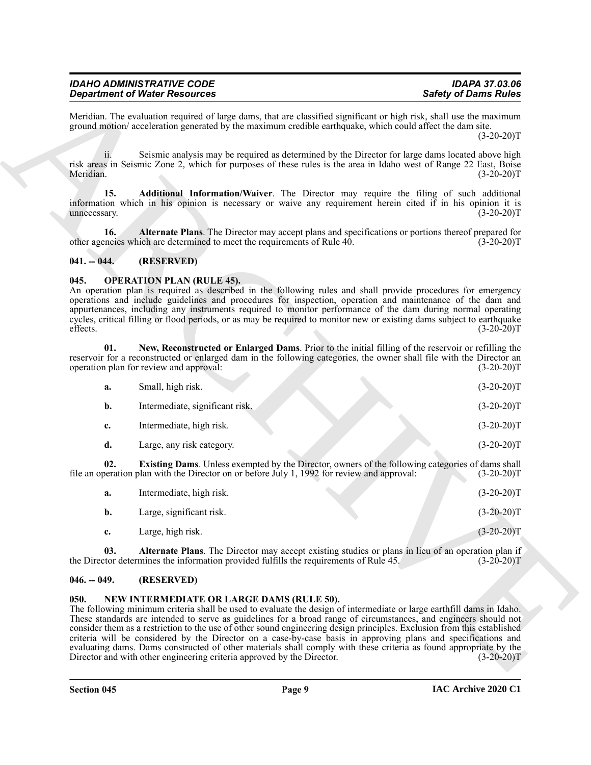Meridian. The evaluation required of large dams, that are classified significant or high risk, shall use the maximum ground motion/ acceleration generated by the maximum credible earthquake, which could affect the dam site. (3-20-20)T

ii. Seismic analysis may be required as determined by the Director for large dams located above high risk areas in Seismic Zone 2, which for purposes of these rules is the area in Idaho west of Range 22 East, Boise Meridian. (3-20-20)T

**15. Additional Information/Waiver**. The Director may require the filing of such additional information which in his opinion is necessary or waive any requirement herein cited if in his opinion it is unnecessary. (3-20-20)T

**16. Alternate Plans**. The Director may accept plans and specifications or portions thereof prepared for other agencies which are determined to meet the requirements of Rule 40. (3-20-20)T

## 041. -- 044. (RESERVED)

## 045. OPERATION PLAN (RULE 45).

An operation plan is required as described in the following rules and shall provide procedures for emergency operations and include guidelines and procedures for inspection, operation and maintenance of the dam and appurtenances, including any instruments required to monitor performance of the dam during normal operating cycles, critical filling or flood periods, or as may be required to monitor new or existing dams subject to earthquake effects. (3-20-20)T

**01. New, Reconstructed or Enlarged Dams**. Prior to the initial filling of the reservoir or refilling the reservoir for a reconstructed or enlarged dam in the following categories, the owner shall file with the Director an operation plan for review and approval: (3-20-20)T

**a.** Small, high risk. (3-20-20)T

**b.** Intermediate, significant risk. (3-20-20)T

**c.** Intermediate, high risk. (3-20-20)T

**d.** Large, any risk category. (3-20-20)T

**02. Existing Dams**. Unless exempted by the Director, owners of the following categories of dams shall file an operation plan with the Director on or before July 1, 1992 for review and approval: (3-20-20)T

**a.** Intermediate, high risk. (3-20-20)T

**b.** Large, significant risk. (3-20-20)T

**c.** Large, high risk. (3-20-20)T

**03. Alternate Plans**. The Director may accept existing studies or plans in lieu of an operation plan if the Director determines the information provided fulfills the requirements of Rule 45. (3-20-20)T

## 046. -- 049. (RESERVED)

## 050. NEW INTERMEDIATE OR LARGE DAMS (RULE 50).

The following minimum criteria shall be used to evaluate the design of intermediate or large earthfill dams in Idaho. These standards are intended to serve as guidelines for a broad range of circumstances, and engineers should not consider them as a restriction to the use of other sound engineering design principles. Exclusion from this established criteria will be considered by the Director on a case-by-case basis in approving plans and specifications and evaluating dams. Dams constructed of other materials shall comply with these criteria as found appropriate by the Director and with other engineering criteria approved by the Director. (3-20-20)T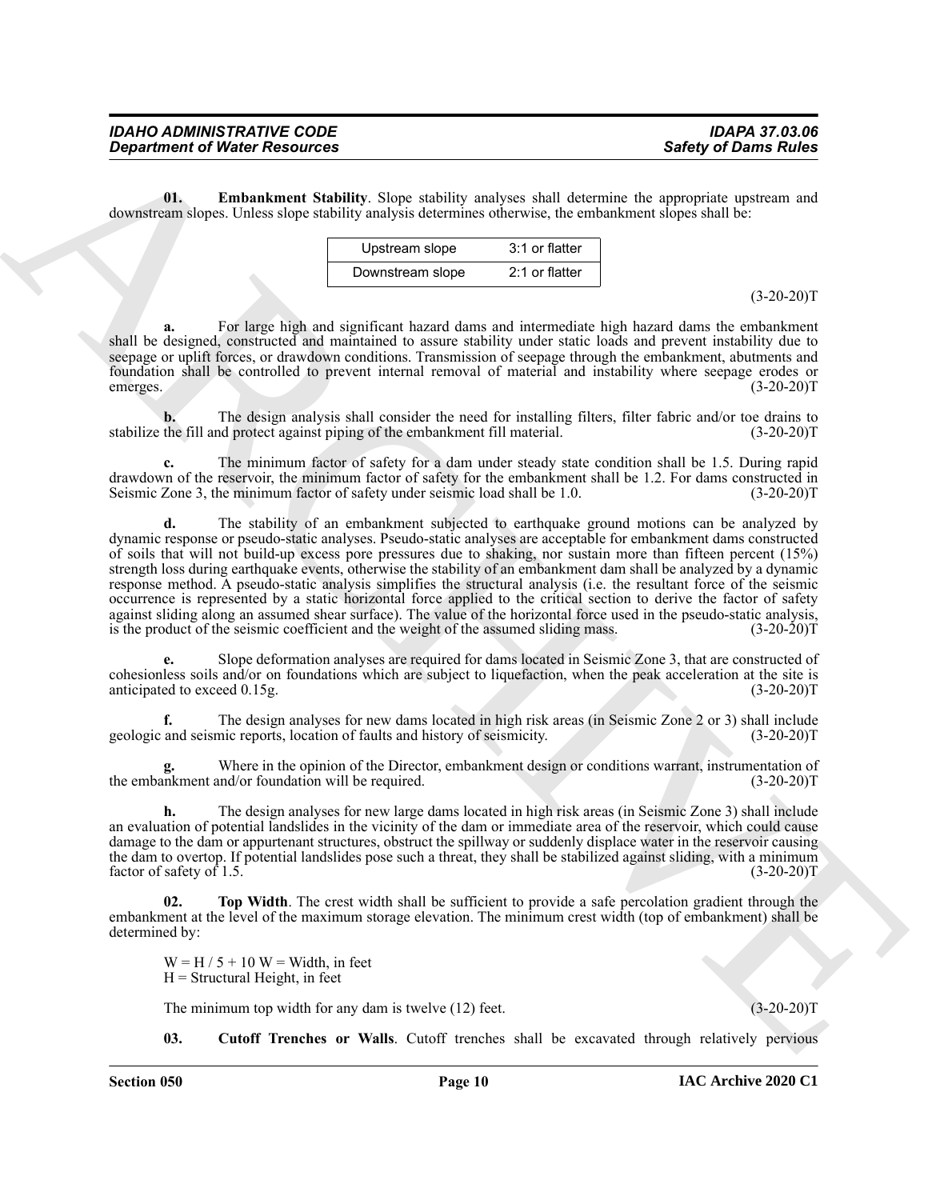**01. Embankment Stability**. Slope stability analyses shall determine the appropriate upstream and downstream slopes. Unless slope stability analysis determines otherwise, the embankment slopes shall be:

| Upstream slope | 3:1 or flatter |
|---|---|
| Downstream slope | 2:1 or flatter |

(3-20-20)T

**a.** For large high and significant hazard dams and intermediate high hazard dams the embankment shall be designed, constructed and maintained to assure stability under static loads and prevent instability due to seepage or uplift forces, or drawdown conditions. Transmission of seepage through the embankment, abutments and foundation shall be controlled to prevent internal removal of material and instability where seepage erodes or emerges. (3-20-20)T

**b.** The design analysis shall consider the need for installing filters, filter fabric and/or toe drains to stabilize the fill and protect against piping of the embankment fill material. (3-20-20)T

**c.** The minimum factor of safety for a dam under steady state condition shall be 1.5. During rapid drawdown of the reservoir, the minimum factor of safety for the embankment shall be 1.2. For dams constructed in Seismic Zone 3, the minimum factor of safety under seismic load shall be 1.0. (3-20-20)T

**d.** The stability of an embankment subjected to earthquake ground motions can be analyzed by dynamic response or pseudo-static analyses. Pseudo-static analyses are acceptable for embankment dams constructed of soils that will not build-up excess pore pressures due to shaking, nor sustain more than fifteen percent (15%) strength loss during earthquake events, otherwise the stability of an embankment dam shall be analyzed by a dynamic response method. A pseudo-static analysis simplifies the structural analysis (i.e. the resultant force of the seismic occurrence is represented by a static horizontal force applied to the critical section to derive the factor of safety against sliding along an assumed shear surface). The value of the horizontal force used in the pseudo-static analysis, is the product of the seismic coefficient and the weight of the assumed sliding mass. (3-20-20)T

**e.** Slope deformation analyses are required for dams located in Seismic Zone 3, that are constructed of cohesionless soils and/or on foundations which are subject to liquefaction, when the peak acceleration at the site is anticipated to exceed 0.15g. (3-20-20)T

**f.** The design analyses for new dams located in high risk areas (in Seismic Zone 2 or 3) shall include geologic and seismic reports, location of faults and history of seismicity. (3-20-20)T

**g.** Where in the opinion of the Director, embankment design or conditions warrant, instrumentation of the embankment and/or foundation will be required. (3-20-20)T

**h.** The design analyses for new large dams located in high risk areas (in Seismic Zone 3) shall include an evaluation of potential landslides in the vicinity of the dam or immediate area of the reservoir, which could cause damage to the dam or appurtenant structures, obstruct the spillway or suddenly displace water in the reservoir causing the dam to overtop. If potential landslides pose such a threat, they shall be stabilized against sliding, with a minimum factor of safety of 1.5. (3-20-20)T

**02. Top Width**. The crest width shall be sufficient to provide a safe percolation gradient through the embankment at the level of the maximum storage elevation. The minimum crest width (top of embankment) shall be determined by:

$W = H / 5 + 10$ W = Width, in feet
H = Structural Height, in feet

The minimum top width for any dam is twelve (12) feet. (3-20-20)T

**03. Cutoff Trenches or Walls**. Cutoff trenches shall be excavated through relatively pervious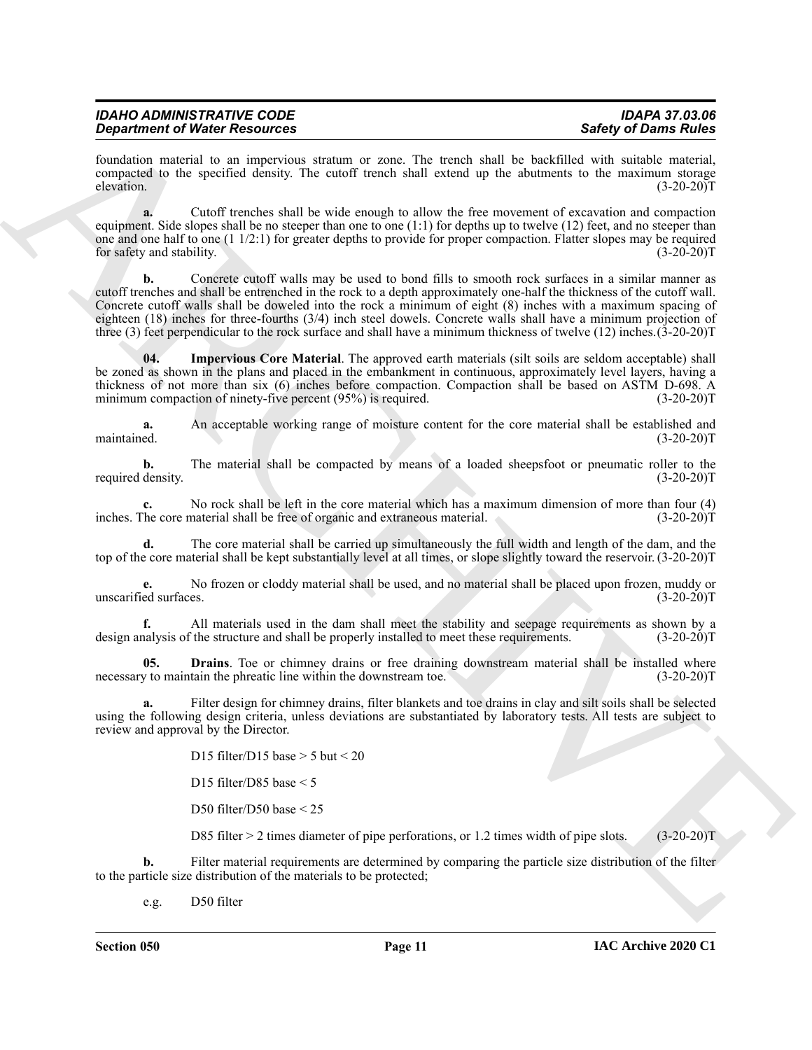foundation material to an impervious stratum or zone. The trench shall be backfilled with suitable material, compacted to the specified density. The cutoff trench shall extend up the abutments to the maximum storage elevation. (3-20-20)T

**a.** Cutoff trenches shall be wide enough to allow the free movement of excavation and compaction equipment. Side slopes shall be no steeper than one to one (1:1) for depths up to twelve (12) feet, and no steeper than one and one half to one (1 1/2:1) for greater depths to provide for proper compaction. Flatter slopes may be required for safety and stability. (3-20-20)T

**b.** Concrete cutoff walls may be used to bond fills to smooth rock surfaces in a similar manner as cutoff trenches and shall be entrenched in the rock to a depth approximately one-half the thickness of the cutoff wall. Concrete cutoff walls shall be doweled into the rock a minimum of eight (8) inches with a maximum spacing of eighteen (18) inches for three-fourths (3/4) inch steel dowels. Concrete walls shall have a minimum projection of three (3) feet perpendicular to the rock surface and shall have a minimum thickness of twelve (12) inches. (3-20-20)T

**04. Impervious Core Material**. The approved earth materials (silt soils are seldom acceptable) shall be zoned as shown in the plans and placed in the embankment in continuous, approximately level layers, having a thickness of not more than six (6) inches before compaction. Compaction shall be based on ASTM D-698. A minimum compaction of ninety-five percent (95%) is required. (3-20-20)T

**a.** An acceptable working range of moisture content for the core material shall be established and maintained. (3-20-20)T

**b.** The material shall be compacted by means of a loaded sheepsfoot or pneumatic roller to the required density. (3-20-20)T

**c.** No rock shall be left in the core material which has a maximum dimension of more than four (4) inches. The core material shall be free of organic and extraneous material. (3-20-20)T

**d.** The core material shall be carried up simultaneously the full width and length of the dam, and the top of the core material shall be kept substantially level at all times, or slope slightly toward the reservoir. (3-20-20)T

**e.** No frozen or cloddy material shall be used, and no material shall be placed upon frozen, muddy or unscarified surfaces. (3-20-20)T

**f.** All materials used in the dam shall meet the stability and seepage requirements as shown by a design analysis of the structure and shall be properly installed to meet these requirements. (3-20-20)T

**05. Drains**. Toe or chimney drains or free draining downstream material shall be installed where necessary to maintain the phreatic line within the downstream toe. (3-20-20)T

**a.** Filter design for chimney drains, filter blankets and toe drains in clay and silt soils shall be selected using the following design criteria, unless deviations are substantiated by laboratory tests. All tests are subject to review and approval by the Director.

D15 filter/D15 base > 5 but < 20

D15 filter/D85 base < 5

D50 filter/D50 base < 25

D85 filter > 2 times diameter of pipe perforations, or 1.2 times width of pipe slots. (3-20-20)T

**b.** Filter material requirements are determined by comparing the particle size distribution of the filter to the particle size distribution of the materials to be protected;

e.g. D50 filter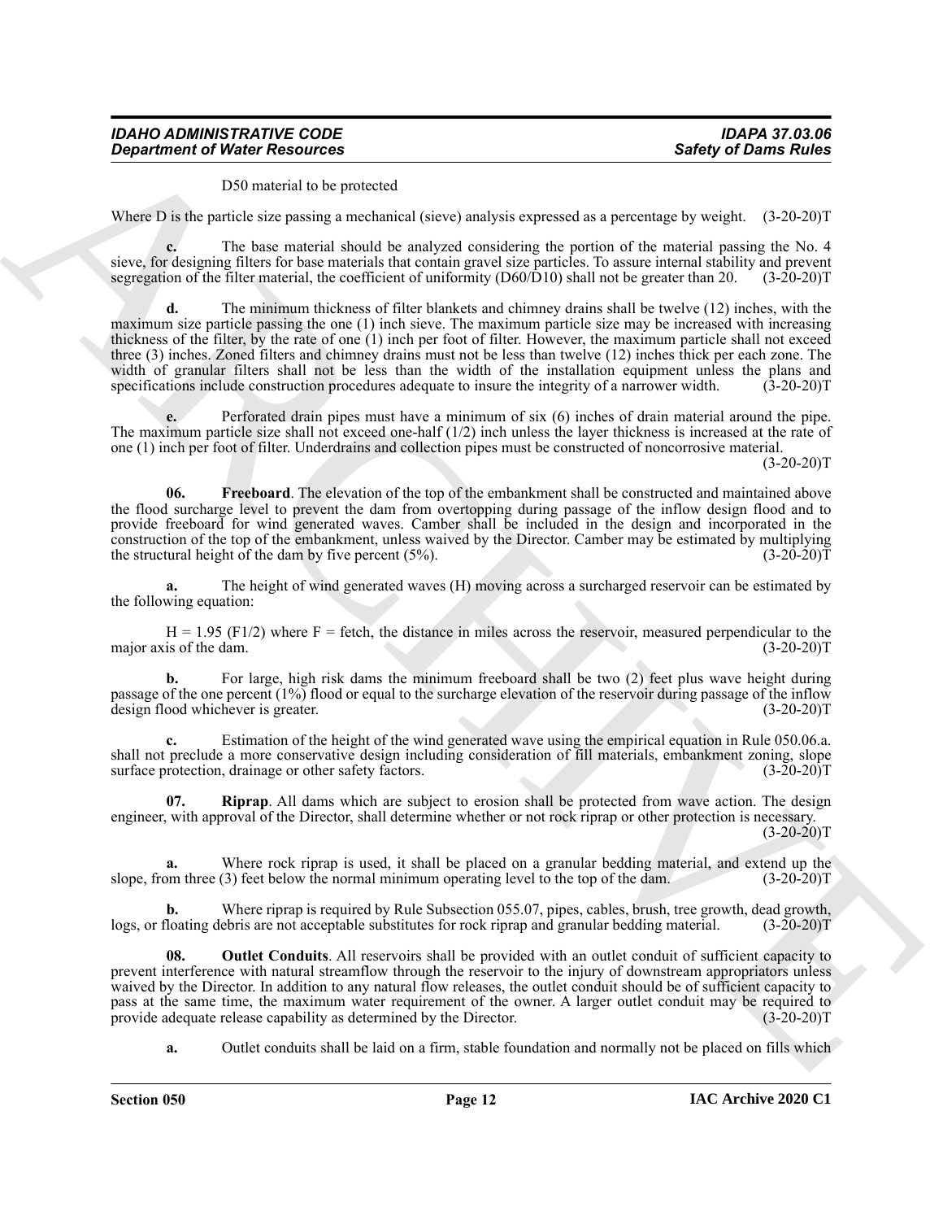D50 material to be protected

Where D is the particle size passing a mechanical (sieve) analysis expressed as a percentage by weight. (3-20-20)T

**c.** The base material should be analyzed considering the portion of the material passing the No. 4 sieve, for designing filters for base materials that contain gravel size particles. To assure internal stability and prevent segregation of the filter material, the coefficient of uniformity (D60/D10) shall not be greater than 20. (3-20-20)T

**d.** The minimum thickness of filter blankets and chimney drains shall be twelve (12) inches, with the maximum size particle passing the one (1) inch sieve. The maximum particle size may be increased with increasing thickness of the filter, by the rate of one (1) inch per foot of filter. However, the maximum particle shall not exceed three (3) inches. Zoned filters and chimney drains must not be less than twelve (12) inches thick per each zone. The width of granular filters shall not be less than the width of the installation equipment unless the plans and specifications include construction procedures adequate to insure the integrity of a narrower width. (3-20-20)T

**e.** Perforated drain pipes must have a minimum of six (6) inches of drain material around the pipe. The maximum particle size shall not exceed one-half (1/2) inch unless the layer thickness is increased at the rate of one (1) inch per foot of filter. Underdrains and collection pipes must be constructed of noncorrosive material. (3-20-20)T

**06. Freeboard**. The elevation of the top of the embankment shall be constructed and maintained above the flood surcharge level to prevent the dam from overtopping during passage of the inflow design flood and to provide freeboard for wind generated waves. Camber shall be included in the design and incorporated in the construction of the top of the embankment, unless waived by the Director. Camber may be estimated by multiplying the structural height of the dam by five percent (5%). (3-20-20)T

**a.** The height of wind generated waves (H) moving across a surcharged reservoir can be estimated by the following equation:

$H = 1.95 (F1/2)$ where F = fetch, the distance in miles across the reservoir, measured perpendicular to the major axis of the dam. (3-20-20)T

**b.** For large, high risk dams the minimum freeboard shall be two (2) feet plus wave height during passage of the one percent (1%) flood or equal to the surcharge elevation of the reservoir during passage of the inflow design flood whichever is greater. (3-20-20)T

**c.** Estimation of the height of the wind generated wave using the empirical equation in Rule 050.06.a. shall not preclude a more conservative design including consideration of fill materials, embankment zoning, slope surface protection, drainage or other safety factors. (3-20-20)T

**07. Riprap**. All dams which are subject to erosion shall be protected from wave action. The design engineer, with approval of the Director, shall determine whether or not rock riprap or other protection is necessary. (3-20-20)T

**a.** Where rock riprap is used, it shall be placed on a granular bedding material, and extend up the slope, from three (3) feet below the normal minimum operating level to the top of the dam. (3-20-20)T

**b.** Where riprap is required by Rule Subsection 055.07, pipes, cables, brush, tree growth, dead growth, logs, or floating debris are not acceptable substitutes for rock riprap and granular bedding material. (3-20-20)T

**08. Outlet Conduits**. All reservoirs shall be provided with an outlet conduit of sufficient capacity to prevent interference with natural streamflow through the reservoir to the injury of downstream appropriators unless waived by the Director. In addition to any natural flow releases, the outlet conduit should be of sufficient capacity to pass at the same time, the maximum water requirement of the owner. A larger outlet conduit may be required to provide adequate release capability as determined by the Director. (3-20-20)T

**a.** Outlet conduits shall be laid on a firm, stable foundation and normally not be placed on fills which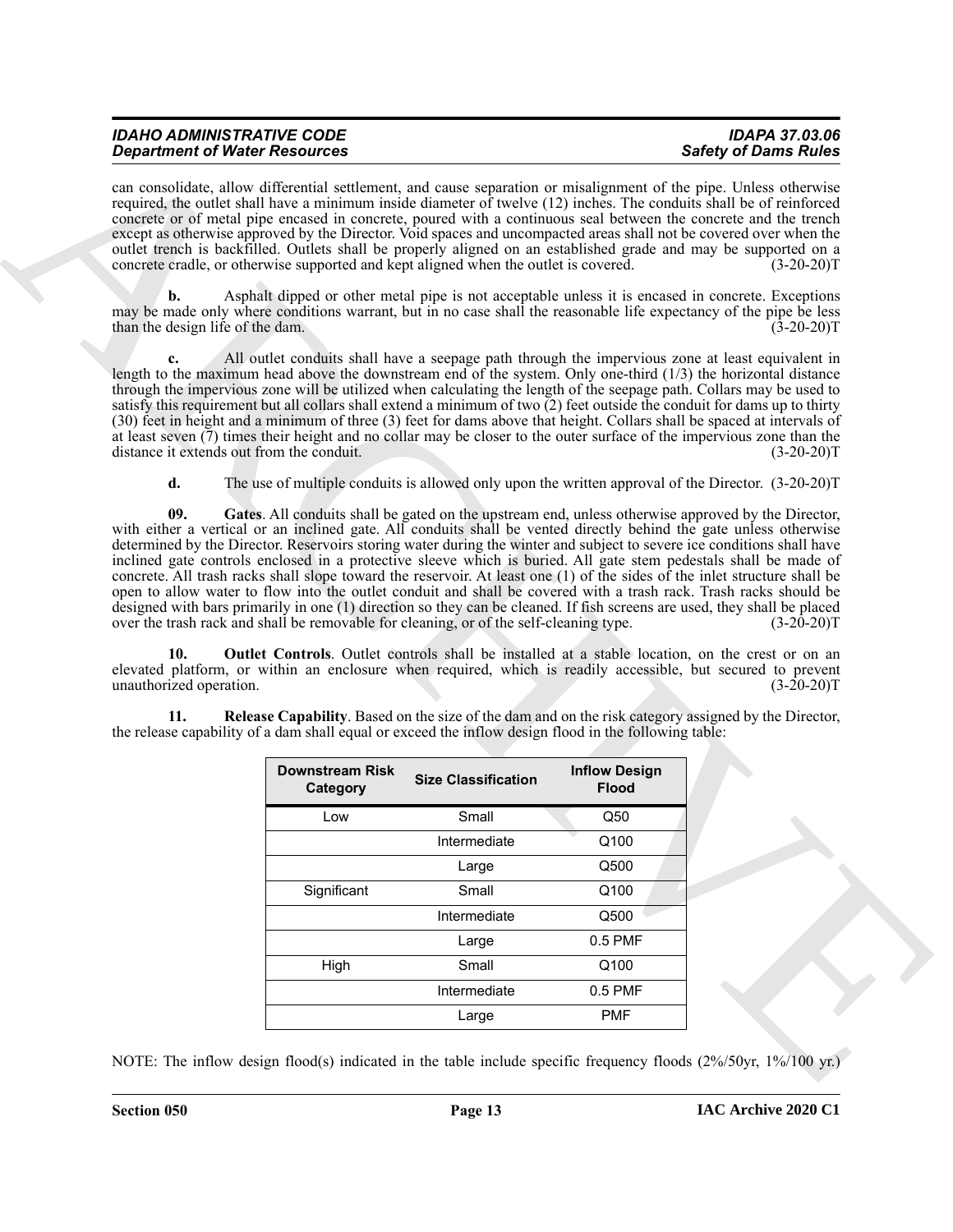can consolidate, allow differential settlement, and cause separation or misalignment of the pipe. Unless otherwise required, the outlet shall have a minimum inside diameter of twelve (12) inches. The conduits shall be of reinforced concrete or of metal pipe encased in concrete, poured with a continuous seal between the concrete and the trench except as otherwise approved by the Director. Void spaces and uncompacted areas shall not be covered over when the outlet trench is backfilled. Outlets shall be properly aligned on an established grade and may be supported on a concrete cradle, or otherwise supported and kept aligned when the outlet is covered. (3-20-20)T

**b.** Asphalt dipped or other metal pipe is not acceptable unless it is encased in concrete. Exceptions may be made only where conditions warrant, but in no case shall the reasonable life expectancy of the pipe be less than the design life of the dam. (3-20-20)T

**c.** All outlet conduits shall have a seepage path through the impervious zone at least equivalent in length to the maximum head above the downstream end of the system. Only one-third (1/3) the horizontal distance through the impervious zone will be utilized when calculating the length of the seepage path. Collars may be used to satisfy this requirement but all collars shall extend a minimum of two (2) feet outside the conduit for dams up to thirty (30) feet in height and a minimum of three (3) feet for dams above that height. Collars shall be spaced at intervals of at least seven (7) times their height and no collar may be closer to the outer surface of the impervious zone than the distance it extends out from the conduit. (3-20-20)T

**d.** The use of multiple conduits is allowed only upon the written approval of the Director. (3-20-20)T

**09. Gates**. All conduits shall be gated on the upstream end, unless otherwise approved by the Director, with either a vertical or an inclined gate. All conduits shall be vented directly behind the gate unless otherwise determined by the Director. Reservoirs storing water during the winter and subject to severe ice conditions shall have inclined gate controls enclosed in a protective sleeve which is buried. All gate stem pedestals shall be made of concrete. All trash racks shall slope toward the reservoir. At least one (1) of the sides of the inlet structure shall be open to allow water to flow into the outlet conduit and shall be covered with a trash rack. Trash racks should be designed with bars primarily in one (1) direction so they can be cleaned. If fish screens are used, they shall be placed over the trash rack and shall be removable for cleaning, or of the self-cleaning type. (3-20-20)T

**10. Outlet Controls**. Outlet controls shall be installed at a stable location, on the crest or on an elevated platform, or within an enclosure when required, which is readily accessible, but secured to prevent unauthorized operation. (3-20-20)T

**11. Release Capability**. Based on the size of the dam and on the risk category assigned by the Director, the release capability of a dam shall equal or exceed the inflow design flood in the following table:

| Downstream Risk Category | Size Classification | Inflow Design Flood |
|---|---|---|
| Low | Small | Q50 |
| | Intermediate | Q100 |
| | Large | Q500 |
| Significant | Small | Q100 |
| | Intermediate | Q500 |
| | Large | 0.5 PMF |
| High | Small | Q100 |
| | Intermediate | 0.5 PMF |
| | Large | PMF |

NOTE: The inflow design flood(s) indicated in the table include specific frequency floods (2%/50yr, 1%/100 yr.)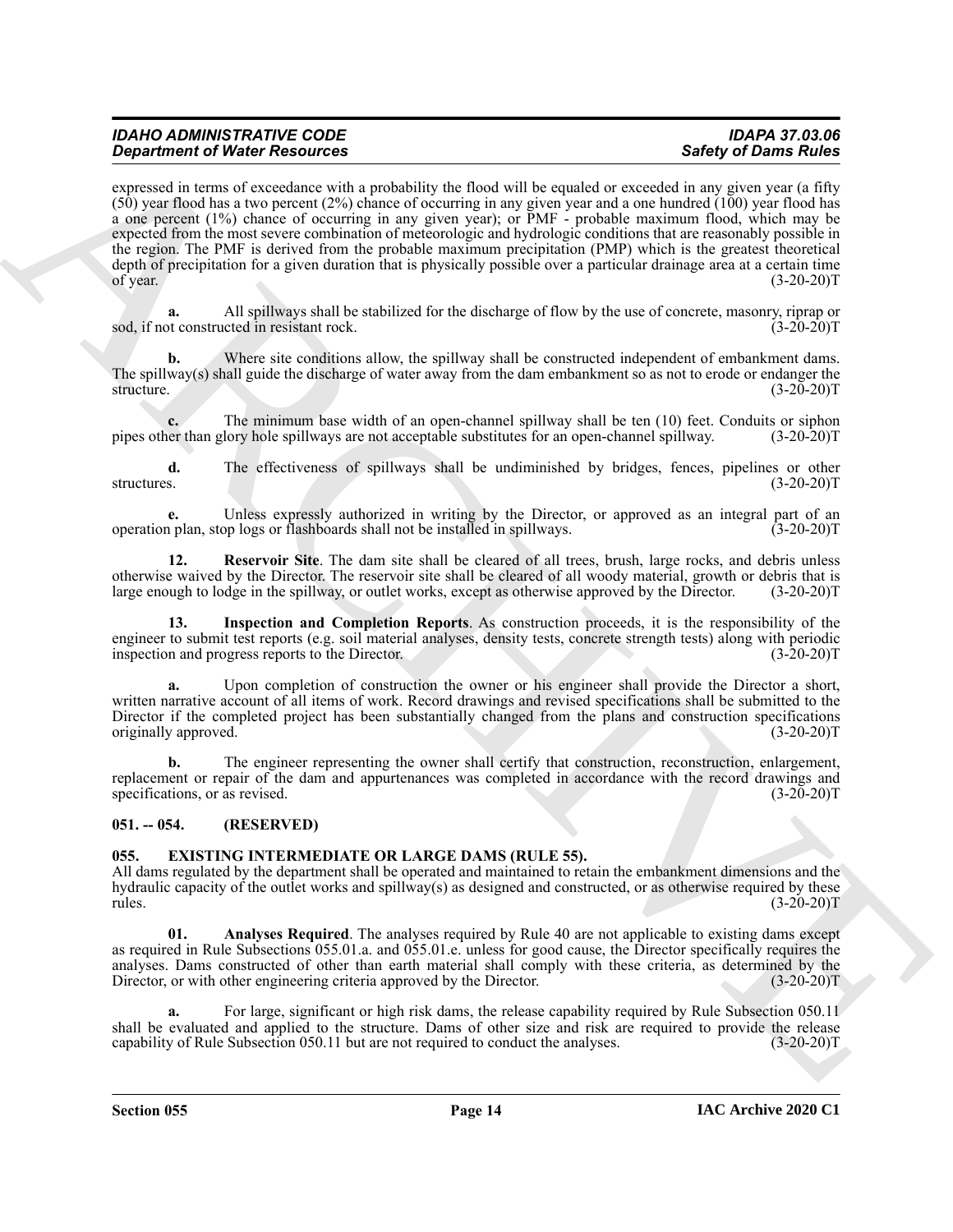expressed in terms of exceedance with a probability the flood will be equaled or exceeded in any given year (a fifty (50) year flood has a two percent (2%) chance of occurring in any given year and a one hundred (100) year flood has a one percent (1%) chance of occurring in any given year); or PMF - probable maximum flood, which may be expected from the most severe combination of meteorologic and hydrologic conditions that are reasonably possible in the region. The PMF is derived from the probable maximum precipitation (PMP) which is the greatest theoretical depth of precipitation for a given duration that is physically possible over a particular drainage area at a certain time of year. (3-20-20)T

**a.** All spillways shall be stabilized for the discharge of flow by the use of concrete, masonry, riprap or sod, if not constructed in resistant rock. (3-20-20)T

**b.** Where site conditions allow, the spillway shall be constructed independent of embankment dams. The spillway(s) shall guide the discharge of water away from the dam embankment so as not to erode or endanger the structure. (3-20-20)T

**c.** The minimum base width of an open-channel spillway shall be ten (10) feet. Conduits or siphon pipes other than glory hole spillways are not acceptable substitutes for an open-channel spillway. (3-20-20)T

**d.** The effectiveness of spillways shall be undiminished by bridges, fences, pipelines or other structures. (3-20-20)T

**e.** Unless expressly authorized in writing by the Director, or approved as an integral part of an operation plan, stop logs or flashboards shall not be installed in spillways. (3-20-20)T

**12. Reservoir Site**. The dam site shall be cleared of all trees, brush, large rocks, and debris unless otherwise waived by the Director. The reservoir site shall be cleared of all woody material, growth or debris that is large enough to lodge in the spillway, or outlet works, except as otherwise approved by the Director. (3-20-20)T

**13. Inspection and Completion Reports**. As construction proceeds, it is the responsibility of the engineer to submit test reports (e.g. soil material analyses, density tests, concrete strength tests) along with periodic inspection and progress reports to the Director. (3-20-20)T

**a.** Upon completion of construction the owner or his engineer shall provide the Director a short, written narrative account of all items of work. Record drawings and revised specifications shall be submitted to the Director if the completed project has been substantially changed from the plans and construction specifications originally approved. (3-20-20)T

**b.** The engineer representing the owner shall certify that construction, reconstruction, enlargement, replacement or repair of the dam and appurtenances was completed in accordance with the record drawings and specifications, or as revised. (3-20-20)T

### 051. -- 054. (RESERVED)

### 055. EXISTING INTERMEDIATE OR LARGE DAMS (RULE 55).

All dams regulated by the department shall be operated and maintained to retain the embankment dimensions and the hydraulic capacity of the outlet works and spillway(s) as designed and constructed, or as otherwise required by these rules. (3-20-20)T

**01. Analyses Required**. The analyses required by Rule 40 are not applicable to existing dams except as required in Rule Subsections 055.01.a. and 055.01.e. unless for good cause, the Director specifically requires the analyses. Dams constructed of other than earth material shall comply with these criteria, as determined by the Director, or with other engineering criteria approved by the Director. (3-20-20)T

**a.** For large, significant or high risk dams, the release capability required by Rule Subsection 050.11 shall be evaluated and applied to the structure. Dams of other size and risk are required to provide the release capability of Rule Subsection 050.11 but are not required to conduct the analyses. (3-20-20)T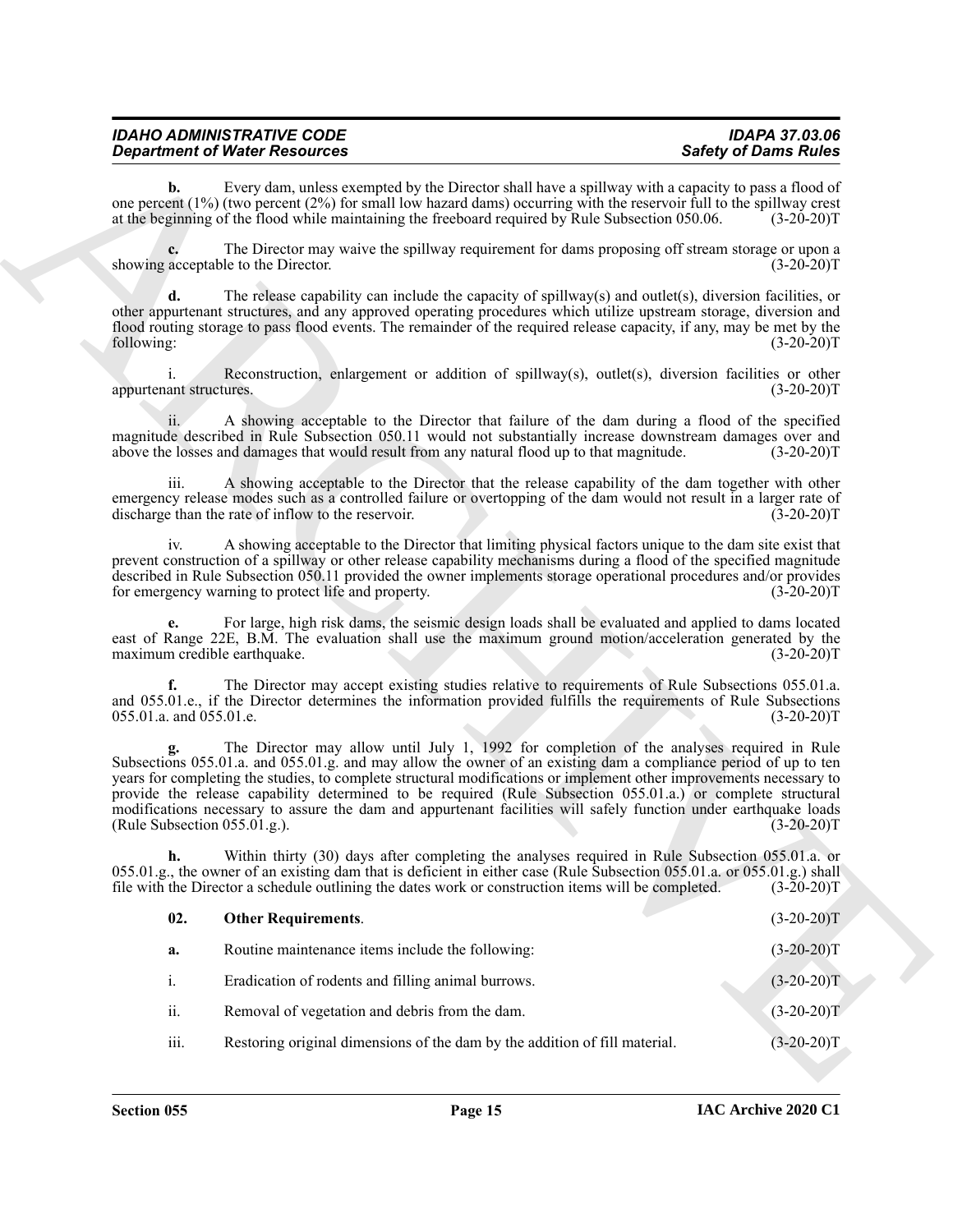**b.** Every dam, unless exempted by the Director shall have a spillway with a capacity to pass a flood of one percent (1%) (two percent (2%) for small low hazard dams) occurring with the reservoir full to the spillway crest at the beginning of the flood while maintaining the freeboard required by Rule Subsection 050.06. (3-20-20)T

**c.** The Director may waive the spillway requirement for dams proposing off stream storage or upon a showing acceptable to the Director. (3-20-20)T

**d.** The release capability can include the capacity of spillway(s) and outlet(s), diversion facilities, or other appurtenant structures, and any approved operating procedures which utilize upstream storage, diversion and flood routing storage to pass flood events. The remainder of the required release capacity, if any, may be met by the following: (3-20-20)T

i. Reconstruction, enlargement or addition of spillway(s), outlet(s), diversion facilities or other appurtenant structures. (3-20-20)T

ii. A showing acceptable to the Director that failure of the dam during a flood of the specified magnitude described in Rule Subsection 050.11 would not substantially increase downstream damages over and above the losses and damages that would result from any natural flood up to that magnitude. (3-20-20)T

iii. A showing acceptable to the Director that the release capability of the dam together with other emergency release modes such as a controlled failure or overtopping of the dam would not result in a larger rate of discharge than the rate of inflow to the reservoir. (3-20-20)T

iv. A showing acceptable to the Director that limiting physical factors unique to the dam site exist that prevent construction of a spillway or other release capability mechanisms during a flood of the specified magnitude described in Rule Subsection 050.11 provided the owner implements storage operational procedures and/or provides for emergency warning to protect life and property. (3-20-20)T

**e.** For large, high risk dams, the seismic design loads shall be evaluated and applied to dams located east of Range 22E, B.M. The evaluation shall use the maximum ground motion/acceleration generated by the maximum credible earthquake. (3-20-20)T

**f.** The Director may accept existing studies relative to requirements of Rule Subsections 055.01.a. and 055.01.e., if the Director determines the information provided fulfills the requirements of Rule Subsections 055.01.a. and 055.01.e. (3-20-20)T

**g.** The Director may allow until July 1, 1992 for completion of the analyses required in Rule Subsections 055.01.a. and 055.01.g. and may allow the owner of an existing dam a compliance period of up to ten years for completing the studies, to complete structural modifications or implement other improvements necessary to provide the release capability determined to be required (Rule Subsection 055.01.a.) or complete structural modifications necessary to assure the dam and appurtenant facilities will safely function under earthquake loads (Rule Subsection 055.01.g.). (3-20-20)T

**h.** Within thirty (30) days after completing the analyses required in Rule Subsection 055.01.a. or 055.01.g., the owner of an existing dam that is deficient in either case (Rule Subsection 055.01.a. or 055.01.g.) shall file with the Director a schedule outlining the dates work or construction items will be completed. (3-20-20)T

**02. Other Requirements**. (3-20-20)T

**a.** Routine maintenance items include the following: (3-20-20)T

i. Eradication of rodents and filling animal burrows. (3-20-20)T

ii. Removal of vegetation and debris from the dam. (3-20-20)T

iii. Restoring original dimensions of the dam by the addition of fill material. (3-20-20)T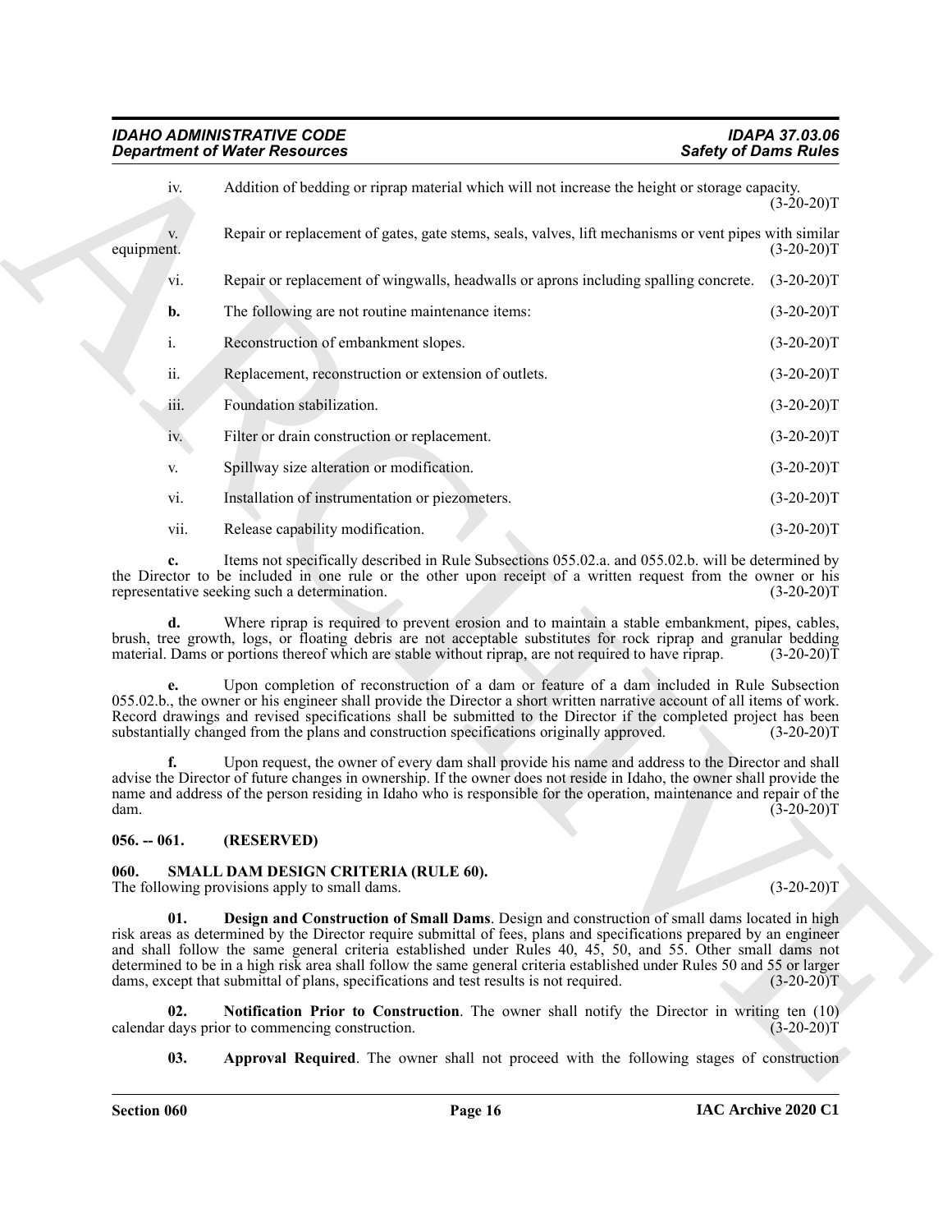iv. Addition of bedding or riprap material which will not increase the height or storage capacity. (3-20-20)T

v. Repair or replacement of gates, gate stems, seals, valves, lift mechanisms or vent pipes with similar equipment. (3-20-20)T

vi. Repair or replacement of wingwalls, headwalls or aprons including spalling concrete. (3-20-20)T

**b.** The following are not routine maintenance items: (3-20-20)T

i. Reconstruction of embankment slopes. (3-20-20)T

ii. Replacement, reconstruction or extension of outlets. (3-20-20)T

iii. Foundation stabilization. (3-20-20)T

iv. Filter or drain construction or replacement. (3-20-20)T

v. Spillway size alteration or modification. (3-20-20)T

vi. Installation of instrumentation or piezometers. (3-20-20)T

vii. Release capability modification. (3-20-20)T

**c.** Items not specifically described in Rule Subsections 055.02.a. and 055.02.b. will be determined by the Director to be included in one rule or the other upon receipt of a written request from the owner or his representative seeking such a determination. (3-20-20)T

**d.** Where riprap is required to prevent erosion and to maintain a stable embankment, pipes, cables, brush, tree growth, logs, or floating debris are not acceptable substitutes for rock riprap and granular bedding material. Dams or portions thereof which are stable without riprap, are not required to have riprap. (3-20-20)T

**e.** Upon completion of reconstruction of a dam or feature of a dam included in Rule Subsection 055.02.b., the owner or his engineer shall provide the Director a short written narrative account of all items of work. Record drawings and revised specifications shall be submitted to the Director if the completed project has been substantially changed from the plans and construction specifications originally approved. (3-20-20)T

**f.** Upon request, the owner of every dam shall provide his name and address to the Director and shall advise the Director of future changes in ownership. If the owner does not reside in Idaho, the owner shall provide the name and address of the person residing in Idaho who is responsible for the operation, maintenance and repair of the dam. (3-20-20)T

## 056. -- 061. (RESERVED)

## 060. SMALL DAM DESIGN CRITERIA (RULE 60).

The following provisions apply to small dams. (3-20-20)T

**01. Design and Construction of Small Dams**. Design and construction of small dams located in high risk areas as determined by the Director require submittal of fees, plans and specifications prepared by an engineer and shall follow the same general criteria established under Rules 40, 45, 50, and 55. Other small dams not determined to be in a high risk area shall follow the same general criteria established under Rules 50 and 55 or larger dams, except that submittal of plans, specifications and test results is not required. (3-20-20)T

**02. Notification Prior to Construction**. The owner shall notify the Director in writing ten (10) calendar days prior to commencing construction. (3-20-20)T

**03. Approval Required**. The owner shall not proceed with the following stages of construction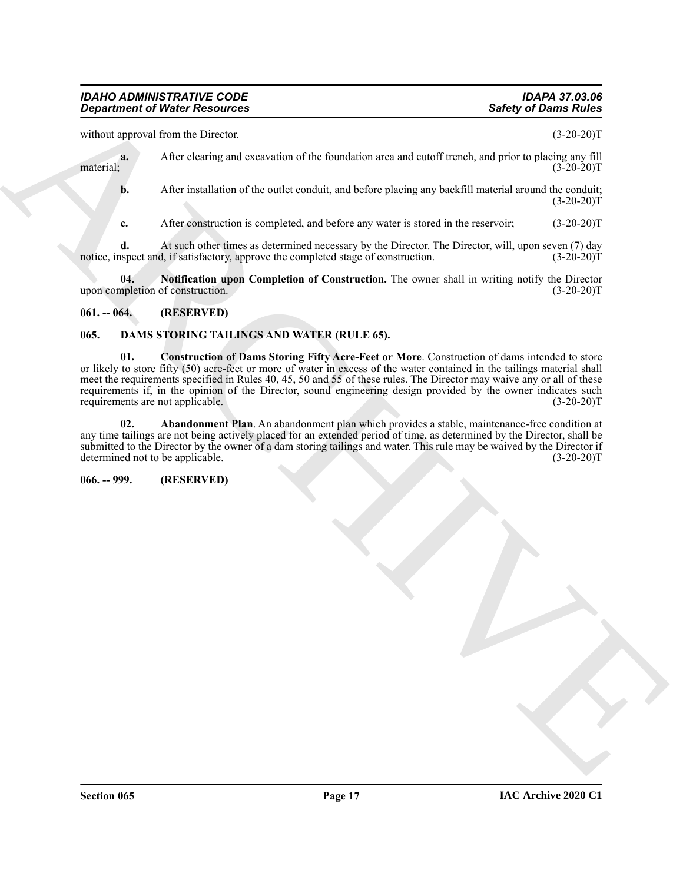without approval from the Director. (3-20-20)T

**a.** After clearing and excavation of the foundation area and cutoff trench, and prior to placing any fill material; (3-20-20)T

**b.** After installation of the outlet conduit, and before placing any backfill material around the conduit; (3-20-20)T

**c.** After construction is completed, and before any water is stored in the reservoir; (3-20-20)T

**d.** At such other times as determined necessary by the Director. The Director, will, upon seven (7) day notice, inspect and, if satisfactory, approve the completed stage of construction. (3-20-20)T

**04. Notification upon Completion of Construction.** The owner shall in writing notify the Director upon completion of construction. (3-20-20)T

**061. -- 064. (RESERVED)**

**065. DAMS STORING TAILINGS AND WATER (RULE 65).**

**01. Construction of Dams Storing Fifty Acre-Feet or More**. Construction of dams intended to store or likely to store fifty (50) acre-feet or more of water in excess of the water contained in the tailings material shall meet the requirements specified in Rules 40, 45, 50 and 55 of these rules. The Director may waive any or all of these requirements if, in the opinion of the Director, sound engineering design provided by the owner indicates such requirements are not applicable. (3-20-20)T

**02. Abandonment Plan**. An abandonment plan which provides a stable, maintenance-free condition at any time tailings are not being actively placed for an extended period of time, as determined by the Director, shall be submitted to the Director by the owner of a dam storing tailings and water. This rule may be waived by the Director if determined not to be applicable. (3-20-20)T

**066. -- 999. (RESERVED)**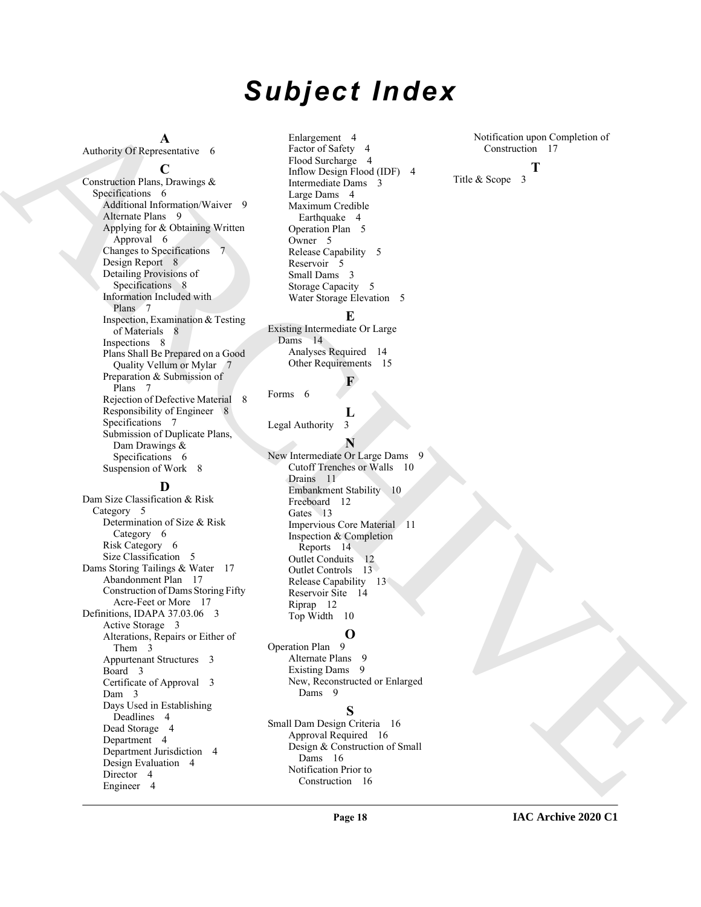# Subject Index

**A**

Authority Of Representative 6

**C**

Construction Plans, Drawings & Specifications 6
- Additional Information/Waiver 9
- Alternate Plans 9
- Applying for & Obtaining Written Approval 6
- Changes to Specifications 7
- Design Report 8
- Detailing Provisions of Specifications 8
- Information Included with Plans 7
- Inspection, Examination & Testing of Materials 8
- Inspections 8
- Plans Shall Be Prepared on a Good Quality Vellum or Mylar 7
- Preparation & Submission of Plans 7
- Rejection of Defective Material 8
- Responsibility of Engineer 8
- Specifications 7
- Submission of Duplicate Plans, Dam Drawings & Specifications 6
- Suspension of Work 8

**D**

Dam Size Classification & Risk Category 5
- Determination of Size & Risk Category 6
- Risk Category 6
- Size Classification 5

Dams Storing Tailings & Water 17
- Abandonment Plan 17
- Construction of Dams Storing Fifty Acre-Feet or More 17

Definitions, IDAPA 37.03.06 3
- Active Storage 3
- Alterations, Repairs or Either of Them 3
- Appurtenant Structures 3
- Board 3
- Certificate of Approval 3
- Dam 3
- Days Used in Establishing Deadlines 4
- Dead Storage 4
- Department 4
- Department Jurisdiction 4
- Design Evaluation 4
- Director 4
- Engineer 4
- Enlargement 4
- Factor of Safety 4
- Flood Surcharge 4
- Inflow Design Flood (IDF) 4
- Intermediate Dams 3
- Large Dams 4
- Maximum Credible Earthquake 4
- Operation Plan 5
- Owner 5
- Release Capability 5
- Reservoir 5
- Small Dams 3
- Storage Capacity 5
- Water Storage Elevation 5

**E**

Existing Intermediate Or Large Dams 14
- Analyses Required 14
- Other Requirements 15

**F**

Forms 6

**L**

Legal Authority 3

**N**

New Intermediate Or Large Dams 9
- Cutoff Trenches or Walls 10
- Drains 11
- Embankment Stability 10
- Freeboard 12
- Gates 13
- Impervious Core Material 11
- Inspection & Completion Reports 14
- Outlet Conduits 12
- Outlet Controls 13
- Release Capability 13
- Reservoir Site 14
- Riprap 12
- Top Width 10

**O**

Operation Plan 9
- Alternate Plans 9
- Existing Dams 9
- New, Reconstructed or Enlarged Dams 9

**S**

Small Dam Design Criteria 16
- Approval Required 16
- Design & Construction of Small Dams 16
- Notification Prior to Construction 16
- Notification upon Completion of Construction 17

**T**

Title & Scope 3